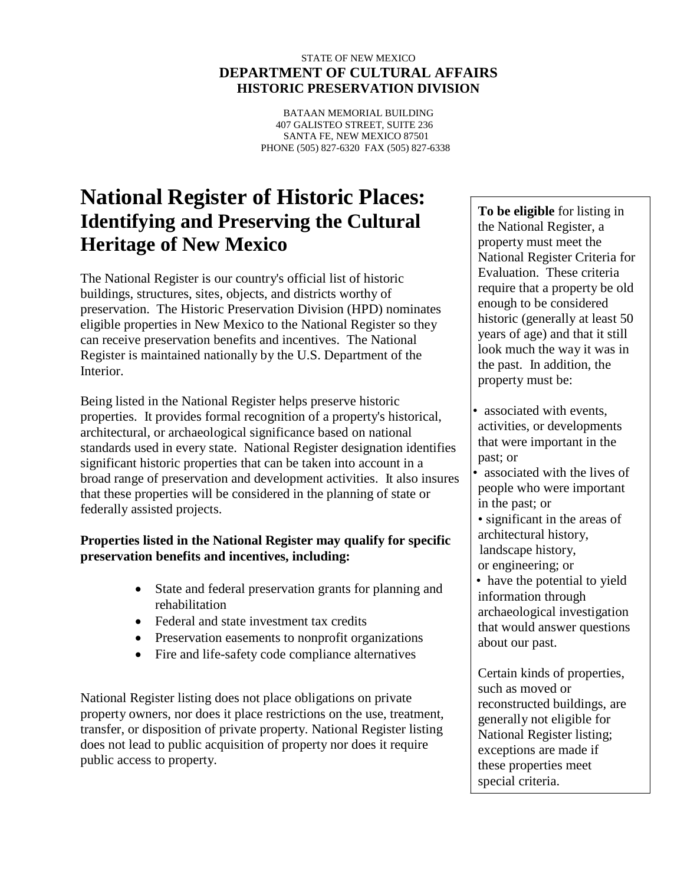STATE OF NEW MEXICO
**DEPARTMENT OF CULTURAL AFFAIRS**
**HISTORIC PRESERVATION DIVISION**

BATAAN MEMORIAL BUILDING
407 GALISTEO STREET, SUITE 236
SANTA FE, NEW MEXICO 87501
PHONE (505) 827-6320 FAX (505) 827-6338

# National Register of Historic Places: Identifying and Preserving the Cultural Heritage of New Mexico

The National Register is our country's official list of historic buildings, structures, sites, objects, and districts worthy of preservation. The Historic Preservation Division (HPD) nominates eligible properties in New Mexico to the National Register so they can receive preservation benefits and incentives. The National Register is maintained nationally by the U.S. Department of the Interior.

Being listed in the National Register helps preserve historic properties. It provides formal recognition of a property's historical, architectural, or archaeological significance based on national standards used in every state. National Register designation identifies significant historic properties that can be taken into account in a broad range of preservation and development activities. It also insures that these properties will be considered in the planning of state or federally assisted projects.

**Properties listed in the National Register may qualify for specific preservation benefits and incentives, including:**

- State and federal preservation grants for planning and rehabilitation
- Federal and state investment tax credits
- Preservation easements to nonprofit organizations
- Fire and life-safety code compliance alternatives

National Register listing does not place obligations on private property owners, nor does it place restrictions on the use, treatment, transfer, or disposition of private property. National Register listing does not lead to public acquisition of property nor does it require public access to property.

**To be eligible** for listing in the National Register, a property must meet the National Register Criteria for Evaluation. These criteria require that a property be old enough to be considered historic (generally at least 50 years of age) and that it still look much the way it was in the past. In addition, the property must be:

- associated with events, activities, or developments that were important in the past; or
- associated with the lives of people who were important in the past; or
- significant in the areas of architectural history, landscape history, or engineering; or
- have the potential to yield information through archaeological investigation that would answer questions about our past.

Certain kinds of properties, such as moved or reconstructed buildings, are generally not eligible for National Register listing; exceptions are made if these properties meet special criteria.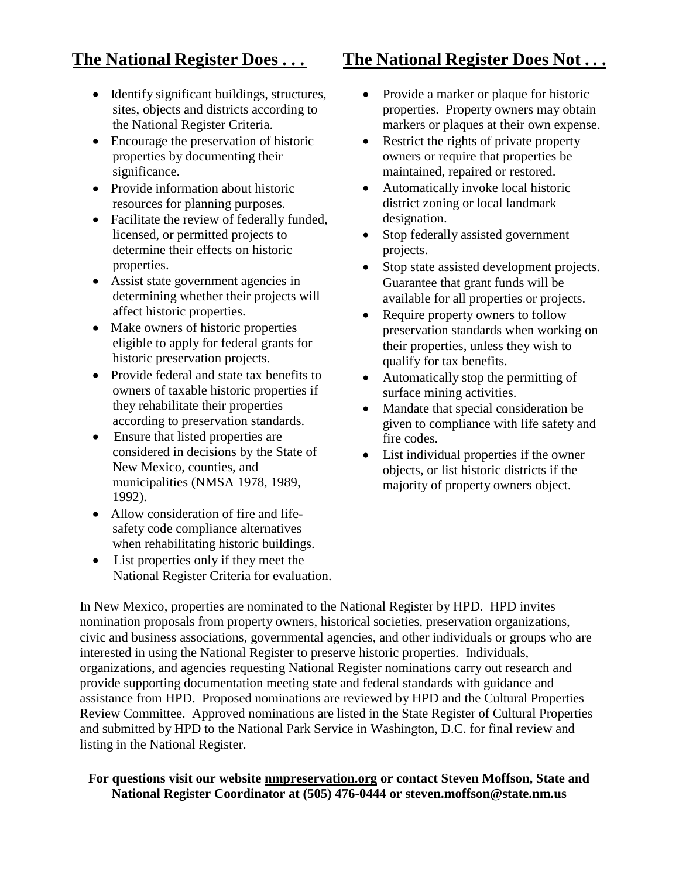## The National Register Does . . .

- Identify significant buildings, structures, sites, objects and districts according to the National Register Criteria.
- Encourage the preservation of historic properties by documenting their significance.
- Provide information about historic resources for planning purposes.
- Facilitate the review of federally funded, licensed, or permitted projects to determine their effects on historic properties.
- Assist state government agencies in determining whether their projects will affect historic properties.
- Make owners of historic properties eligible to apply for federal grants for historic preservation projects.
- Provide federal and state tax benefits to owners of taxable historic properties if they rehabilitate their properties according to preservation standards.
- Ensure that listed properties are considered in decisions by the State of New Mexico, counties, and municipalities (NMSA 1978, 1989, 1992).
- Allow consideration of fire and life-safety code compliance alternatives when rehabilitating historic buildings.
- List properties only if they meet the National Register Criteria for evaluation.

## The National Register Does Not . . .

- Provide a marker or plaque for historic properties. Property owners may obtain markers or plaques at their own expense.
- Restrict the rights of private property owners or require that properties be maintained, repaired or restored.
- Automatically invoke local historic district zoning or local landmark designation.
- Stop federally assisted government projects.
- Stop state assisted development projects. Guarantee that grant funds will be available for all properties or projects.
- Require property owners to follow preservation standards when working on their properties, unless they wish to qualify for tax benefits.
- Automatically stop the permitting of surface mining activities.
- Mandate that special consideration be given to compliance with life safety and fire codes.
- List individual properties if the owner objects, or list historic districts if the majority of property owners object.

In New Mexico, properties are nominated to the National Register by HPD. HPD invites nomination proposals from property owners, historical societies, preservation organizations, civic and business associations, governmental agencies, and other individuals or groups who are interested in using the National Register to preserve historic properties. Individuals, organizations, and agencies requesting National Register nominations carry out research and provide supporting documentation meeting state and federal standards with guidance and assistance from HPD. Proposed nominations are reviewed by HPD and the Cultural Properties Review Committee. Approved nominations are listed in the State Register of Cultural Properties and submitted by HPD to the National Park Service in Washington, D.C. for final review and listing in the National Register.

**For questions visit our website nmpreservation.org or contact Steven Moffson, State and National Register Coordinator at (505) 476-0444 or steven.moffson@state.nm.us**